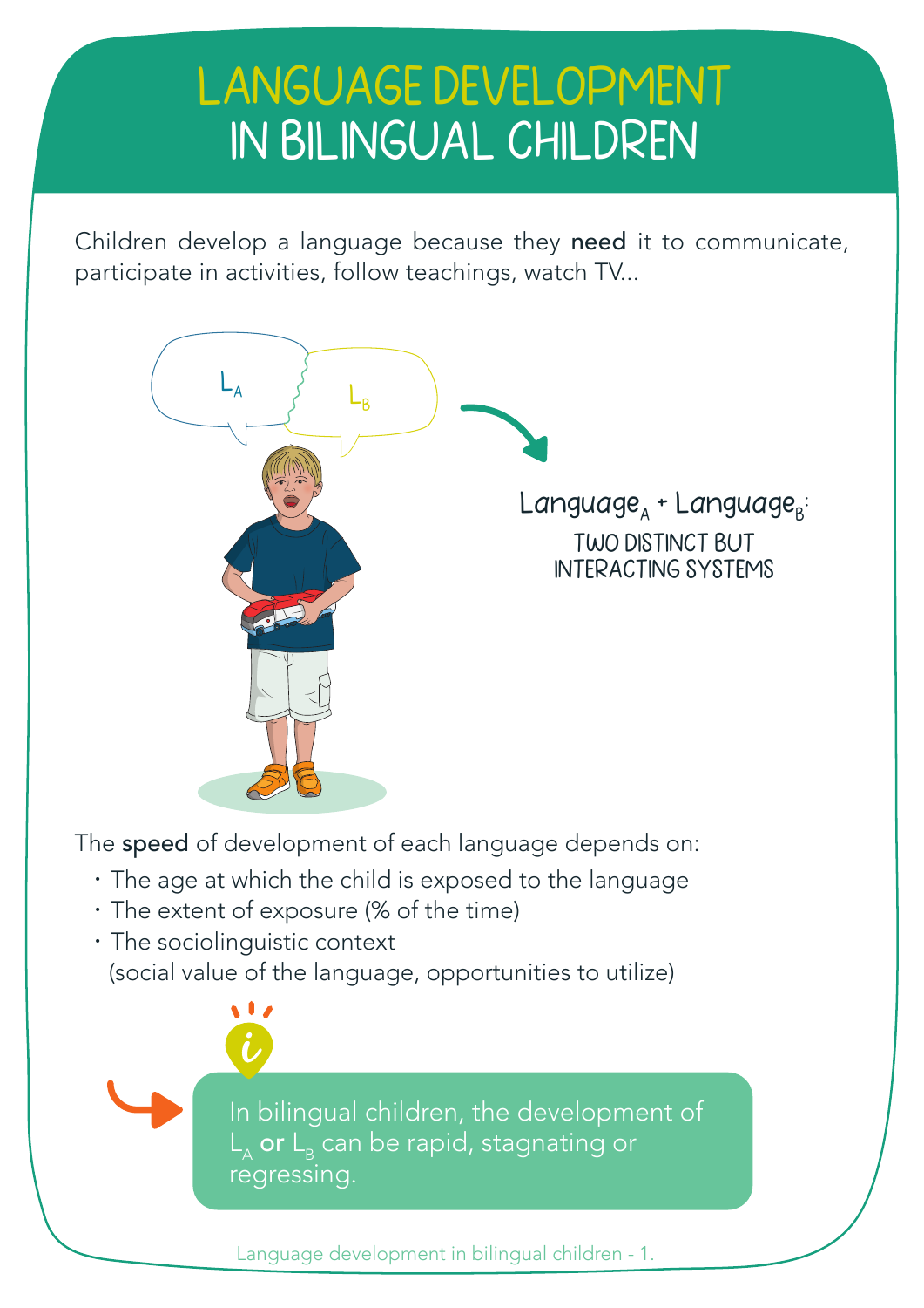# LANGUAGE DEVELOPMENT IN BILINGUAL CHILDREN

Children develop a language because they **need** it to communicate, participate in activities, follow teachings, watch TV...

$L_A$ $L_B$

$Language_A$ + $Language_B$:
TWO DISTINCT BUT INTERACTING SYSTEMS

The **speed** of development of each language depends on:

- The age at which the child is exposed to the language
- The extent of exposure (% of the time)
- The sociolinguistic context (social value of the language, opportunities to utilize)

In bilingual children, the development of $L_A$ **or** $L_B$ can be rapid, stagnating or regressing.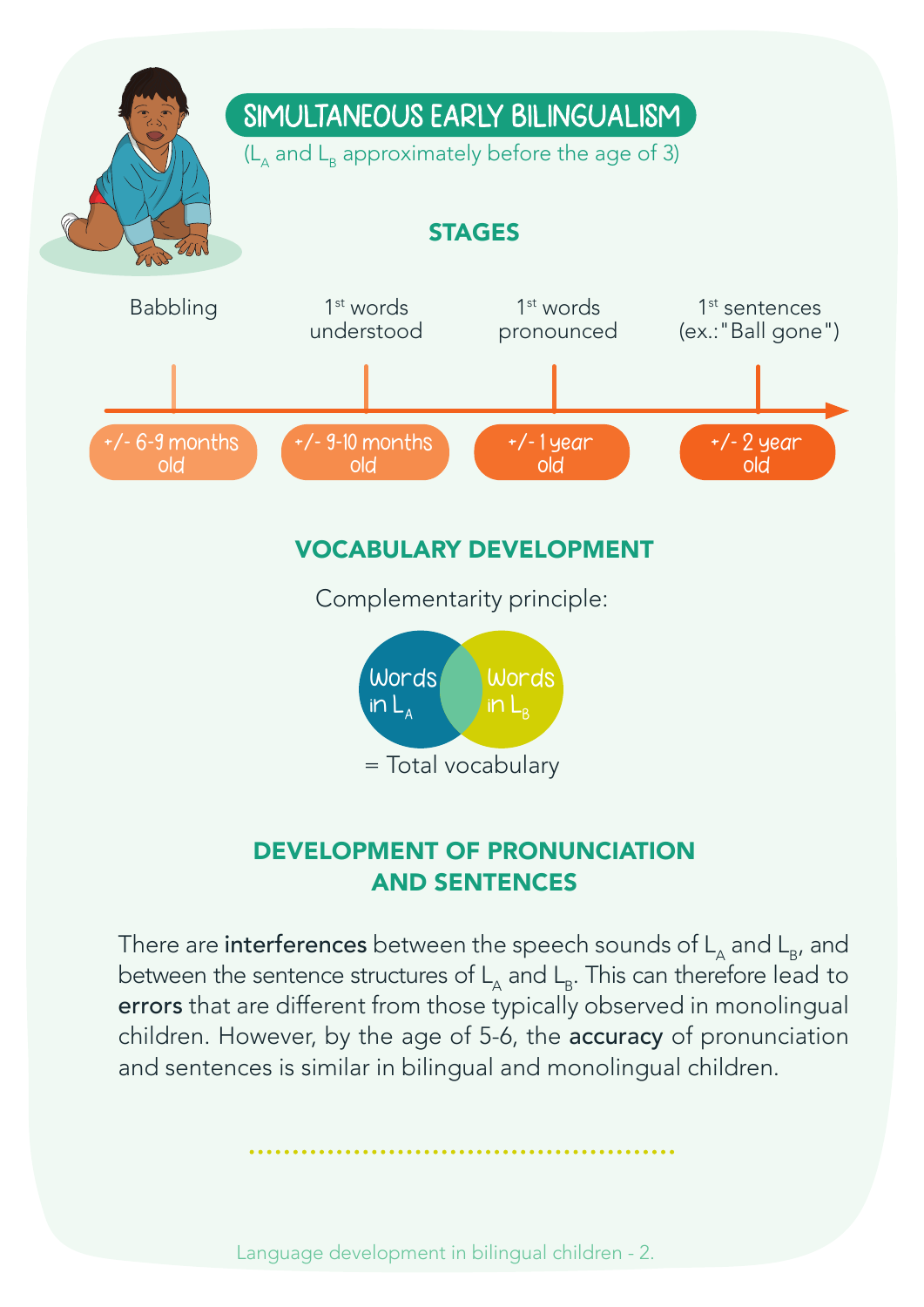# SIMULTANEOUS EARLY BILINGUALISM

($L_A$ and $L_B$ approximately before the age of 3)

## STAGES

| Babbling | 1st words understood | 1st words pronounced | 1st sentences (ex.:"Ball gone") |
|---|---|---|---|
| +/- 6-9 months old | +/- 9-10 months old | +/- 1 year old | +/- 2 year old |

## VOCABULARY DEVELOPMENT

Complementarity principle:

Words in $L_A$ + Words in $L_B$

= Total vocabulary

## DEVELOPMENT OF PRONUNCIATION AND SENTENCES

There are **interferences** between the speech sounds of $L_A$ and $L_B$, and between the sentence structures of $L_A$ and $L_B$. This can therefore lead to **errors** that are different from those typically observed in monolingual children. However, by the age of 5-6, the **accuracy** of pronunciation and sentences is similar in bilingual and monolingual children.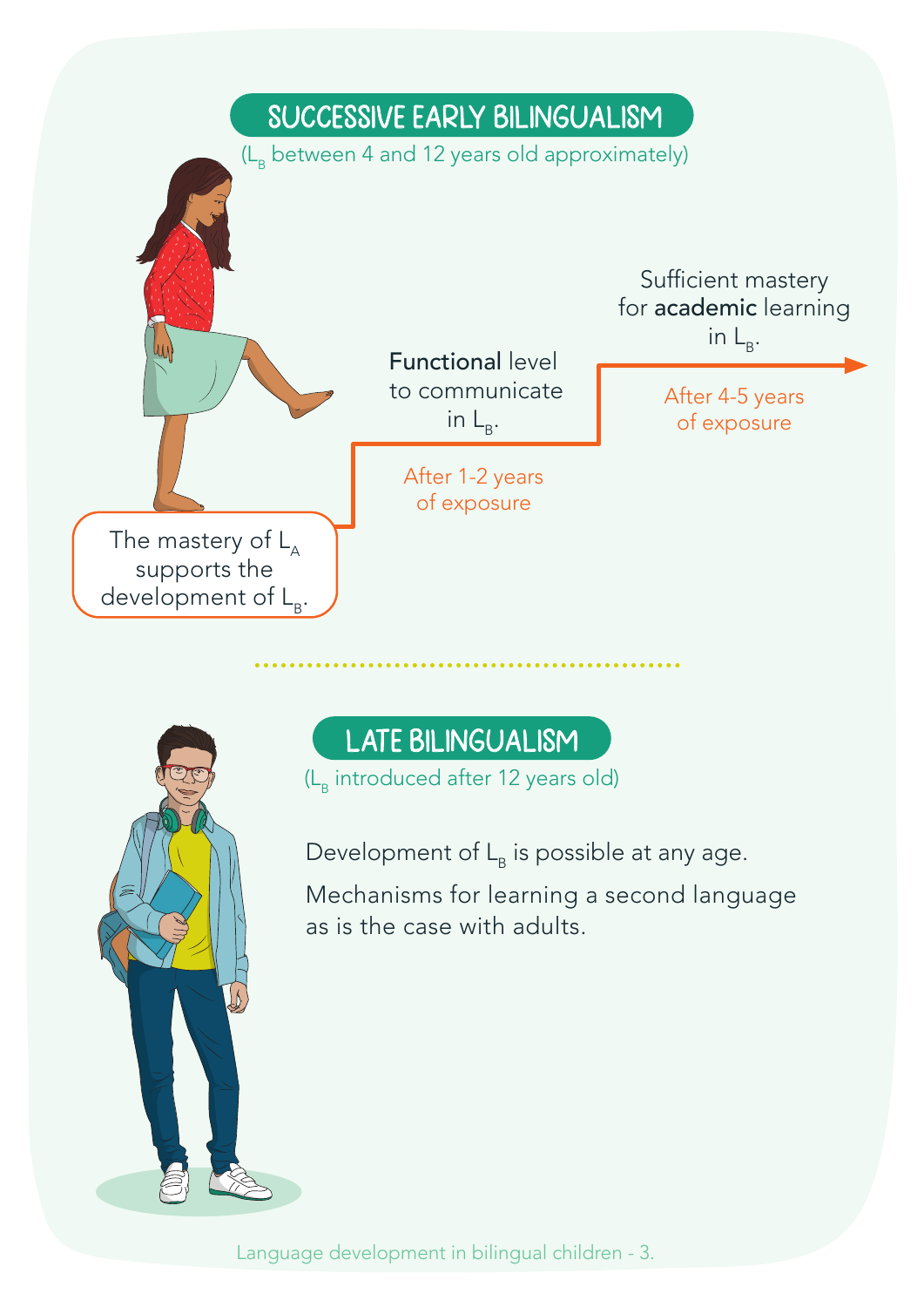## SUCCESSIVE EARLY BILINGUALISM

($L_B$ between 4 and 12 years old approximately)

The mastery of $L_A$ supports the development of $L_B$.

**Functional** level to communicate in $L_B$.

After 1-2 years of exposure

Sufficient mastery for **academic** learning in $L_B$.

After 4-5 years of exposure

## LATE BILINGUALISM

($L_B$ introduced after 12 years old)

Development of $L_B$ is possible at any age.

Mechanisms for learning a second language as is the case with adults.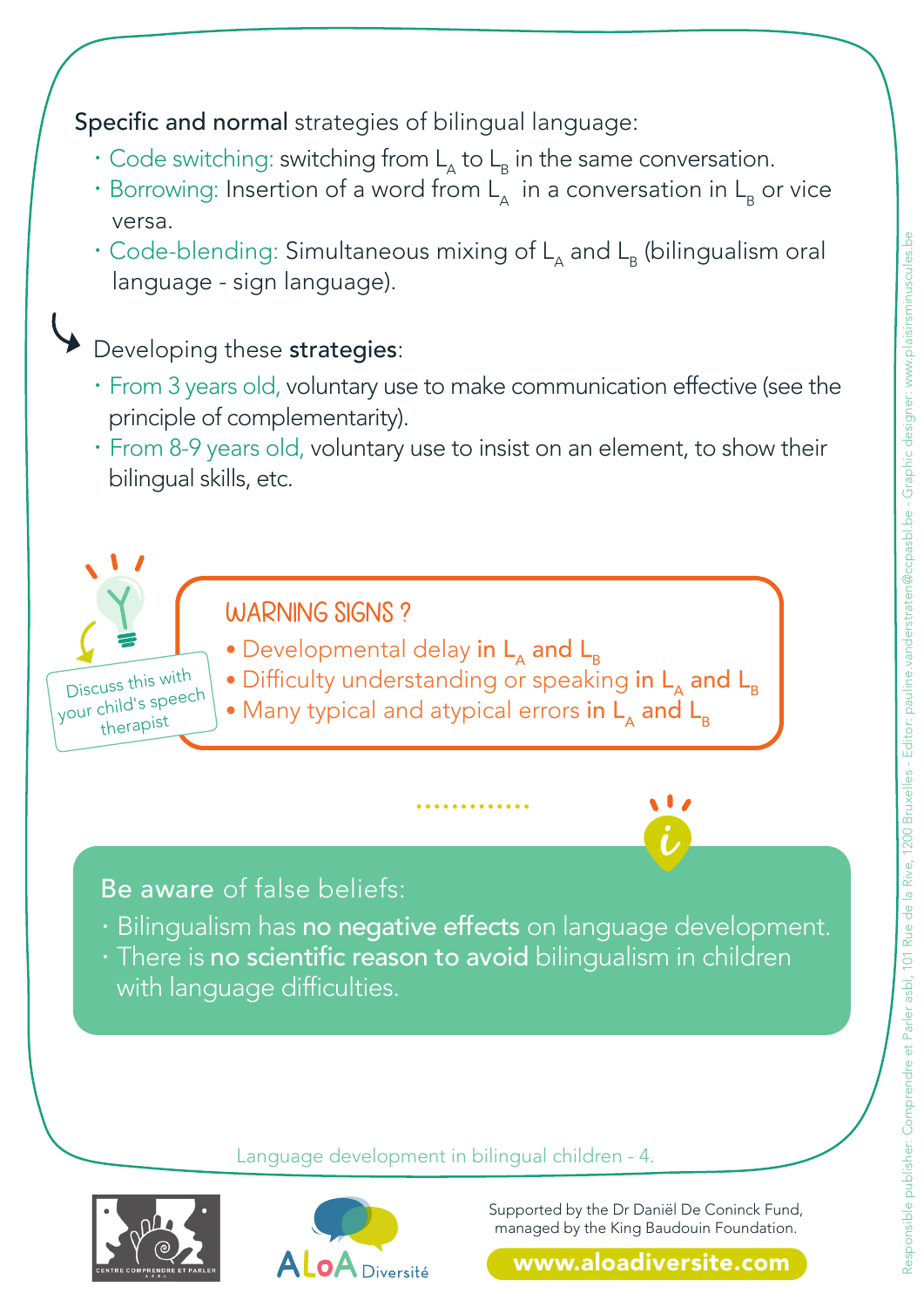**Specific and normal** strategies of bilingual language:

- Code switching: switching from $L_A$ to $L_B$ in the same conversation.
- Borrowing: Insertion of a word from $L_A$ in a conversation in $L_B$ or vice versa.
- Code-blending: Simultaneous mixing of $L_A$ and $L_B$ (bilingualism oral language - sign language).

Developing these **strategies**:

- From 3 years old, voluntary use to make communication effective (see the principle of complementarity).
- From 8-9 years old, voluntary use to insist on an element, to show their bilingual skills, etc.

Discuss this with your child's speech therapist

## WARNING SIGNS ?

- Developmental delay **in $L_A$ and $L_B$**
- Difficulty understanding or speaking **in $L_A$ and $L_B$**
- Many typical and atypical errors **in $L_A$ and $L_B$**

**Be aware** of false beliefs:

- Bilingualism has **no negative effects** on language development.
- There is **no scientific reason to avoid** bilingualism in children with language difficulties.

Language development in bilingual children - 4.

CENTRE COMPRENDRE ET PARLER A.S.B.L.

ALoA Diversité

Supported by the Dr Daniël De Coninck Fund, managed by the King Baudouin Foundation.

www.aloadiversite.com

Responsible publisher: Comprendre et Parler asbl, 101 Rue de la Rive, 1200 Bruxelles - Editor: pauline.vanderstraten@ccpasbl.be - Graphic designer: www.plaisirsminuscules.be